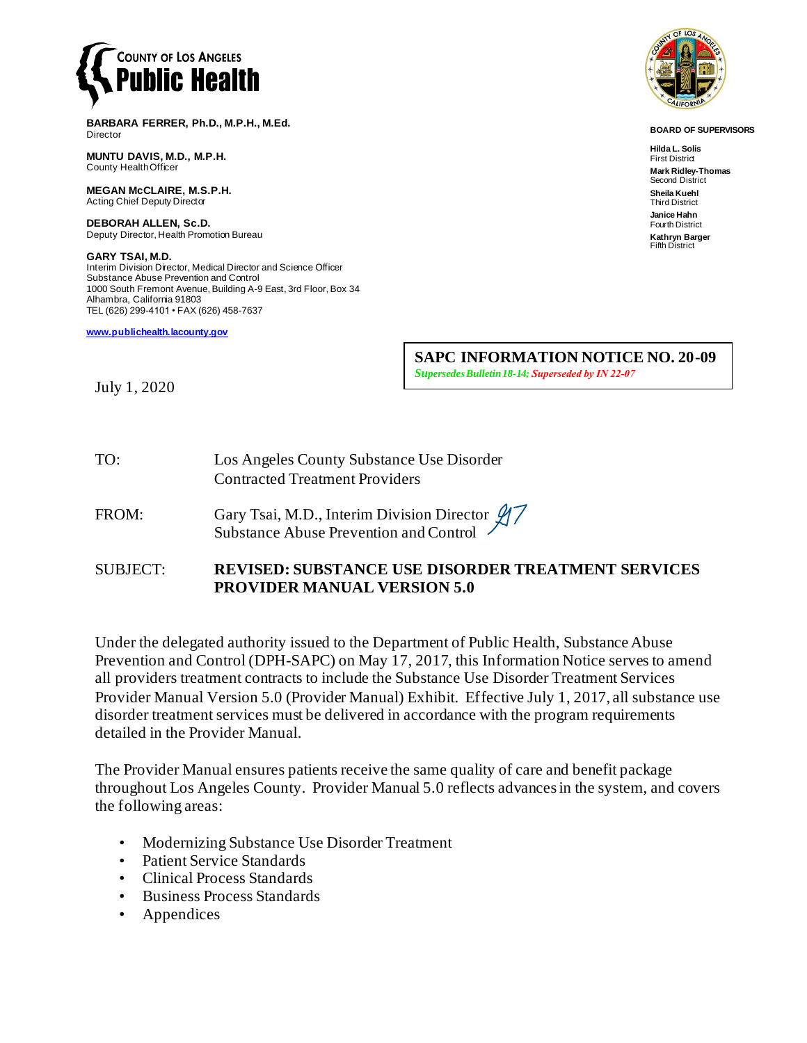**COUNTY OF LOS ANGELES**
**Public Health**

**BARBARA FERRER, Ph.D., M.P.H., M.Ed.**
Director

**MUNTU DAVIS, M.D., M.P.H.**
County Health Officer

**MEGAN McCLAIRE, M.S.P.H.**
Acting Chief Deputy Director

**DEBORAH ALLEN, Sc.D.**
Deputy Director, Health Promotion Bureau

**GARY TSAI, M.D.**
Interim Division Director, Medical Director and Science Officer
Substance Abuse Prevention and Control
1000 South Fremont Avenue, Building A-9 East, 3rd Floor, Box 34
Alhambra, California 91803
TEL (626) 299-4101 • FAX (626) 458-7637

www.publichealth.lacounty.gov

**BOARD OF SUPERVISORS**

**Hilda L. Solis**
First District

**Mark Ridley-Thomas**
Second District

**Sheila Kuehl**
Third District

**Janice Hahn**
Fourth District

**Kathryn Barger**
Fifth District

**SAPC INFORMATION NOTICE NO. 20-09**
*Supersedes Bulletin 18-14; Superseded by IN 22-07*

July 1, 2020

TO: Los Angeles County Substance Use Disorder Contracted Treatment Providers

FROM: Gary Tsai, M.D., Interim Division Director
Substance Abuse Prevention and Control

SUBJECT: **REVISED: SUBSTANCE USE DISORDER TREATMENT SERVICES PROVIDER MANUAL VERSION 5.0**

Under the delegated authority issued to the Department of Public Health, Substance Abuse Prevention and Control (DPH-SAPC) on May 17, 2017, this Information Notice serves to amend all providers treatment contracts to include the Substance Use Disorder Treatment Services Provider Manual Version 5.0 (Provider Manual) Exhibit. Effective July 1, 2017, all substance use disorder treatment services must be delivered in accordance with the program requirements detailed in the Provider Manual.

The Provider Manual ensures patients receive the same quality of care and benefit package throughout Los Angeles County. Provider Manual 5.0 reflects advances in the system, and covers the following areas:

- Modernizing Substance Use Disorder Treatment
- Patient Service Standards
- Clinical Process Standards
- Business Process Standards
- Appendices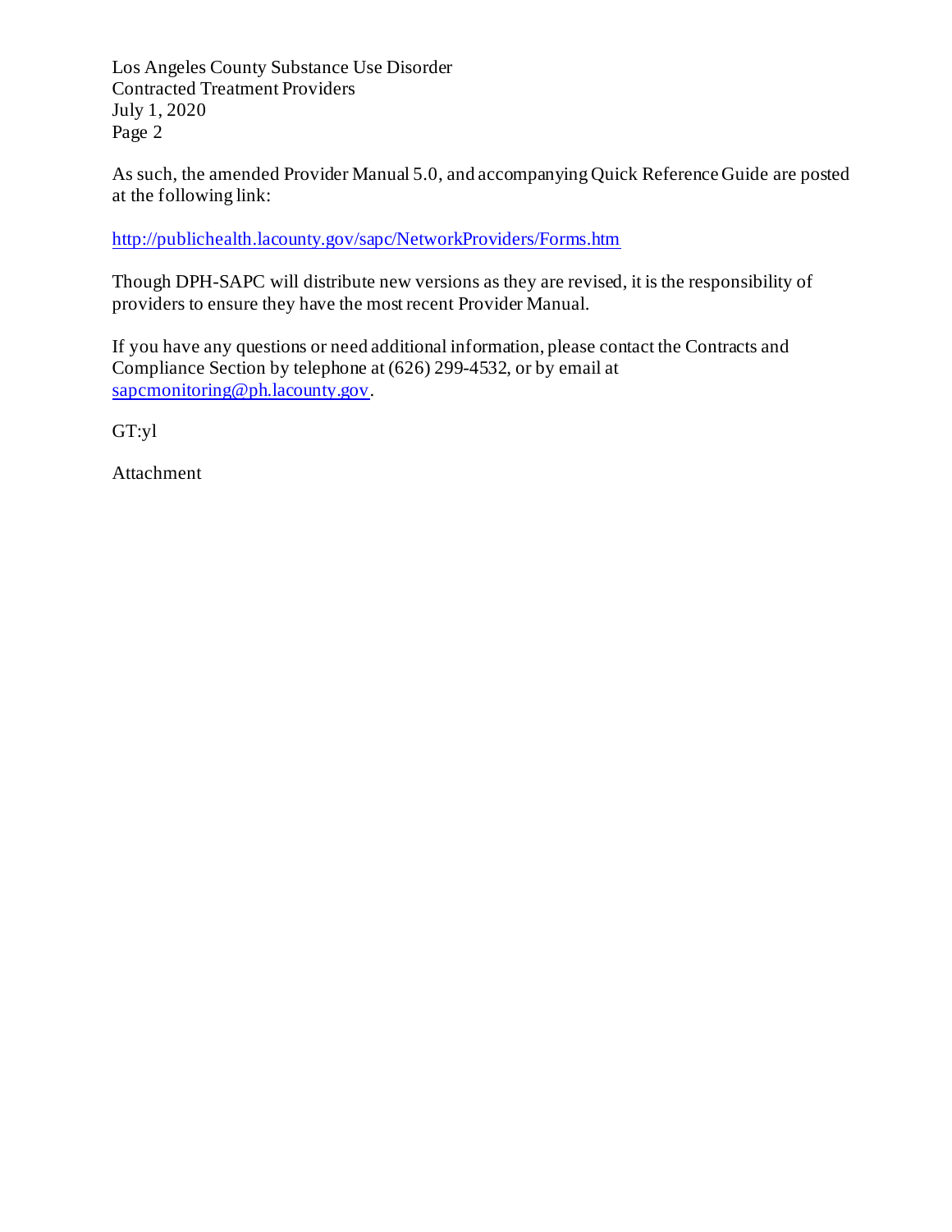As such, the amended Provider Manual 5.0, and accompanying Quick Reference Guide are posted at the following link:

http://publichealth.lacounty.gov/sapc/NetworkProviders/Forms.htm

Though DPH-SAPC will distribute new versions as they are revised, it is the responsibility of providers to ensure they have the most recent Provider Manual.

If you have any questions or need additional information, please contact the Contracts and Compliance Section by telephone at (626) 299-4532, or by email at sapcmonitoring@ph.lacounty.gov.

GT:yl

Attachment